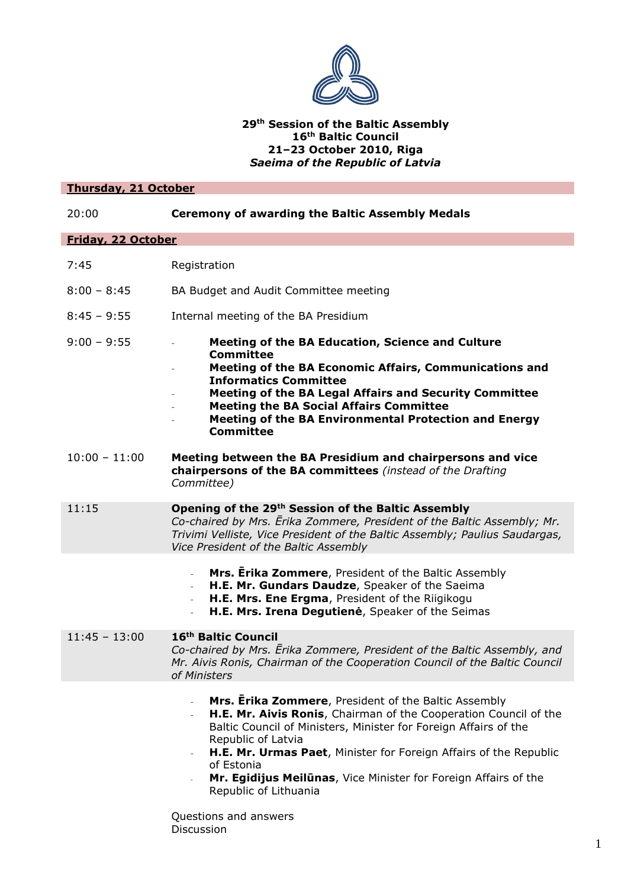**29th Session of the Baltic Assembly**
**16th Baltic Council**
**21–23 October 2010, Riga**
***Saeima of the Republic of Latvia***

**Thursday, 21 October**

| | |
|---|---|
| 20:00 | **Ceremony of awarding the Baltic Assembly Medals** |

**Friday, 22 October**

| | |
|---|---|
| 7:45 | Registration |
| 8:00 – 8:45 | BA Budget and Audit Committee meeting |
| 8:45 – 9:55 | Internal meeting of the BA Presidium |
| 9:00 – 9:55 | - **Meeting of the BA Education, Science and Culture Committee**<br>- **Meeting of the BA Economic Affairs, Communications and Informatics Committee**<br>- **Meeting of the BA Legal Affairs and Security Committee**<br>- **Meeting the BA Social Affairs Committee**<br>- **Meeting of the BA Environmental Protection and Energy Committee** |
| 10:00 – 11:00 | **Meeting between the BA Presidium and chairpersons and vice chairpersons of the BA committees** *(instead of the Drafting Committee)* |
| 11:15 | **Opening of the 29th Session of the Baltic Assembly**<br>*Co-chaired by Mrs. Ērika Zommere, President of the Baltic Assembly; Mr. Trivimi Velliste, Vice President of the Baltic Assembly; Paulius Saudargas, Vice President of the Baltic Assembly* |
| | - **Mrs. Ērika Zommere**, President of the Baltic Assembly<br>- **H.E. Mr. Gundars Daudze**, Speaker of the Saeima<br>- **H.E. Mrs. Ene Ergma**, President of the Riigikogu<br>- **H.E. Mrs. Irena Degutienė**, Speaker of the Seimas |
| 11:45 – 13:00 | **16th Baltic Council**<br>*Co-chaired by Mrs. Ērika Zommere, President of the Baltic Assembly, and Mr. Aivis Ronis, Chairman of the Cooperation Council of the Baltic Council of Ministers* |
| | - **Mrs. Ērika Zommere**, President of the Baltic Assembly<br>- **H.E. Mr. Aivis Ronis**, Chairman of the Cooperation Council of the Baltic Council of Ministers, Minister for Foreign Affairs of the Republic of Latvia<br>- **H.E. Mr. Urmas Paet**, Minister for Foreign Affairs of the Republic of Estonia<br>- **Mr. Egidijus Meilūnas**, Vice Minister for Foreign Affairs of the Republic of Lithuania<br><br>Questions and answers<br>Discussion |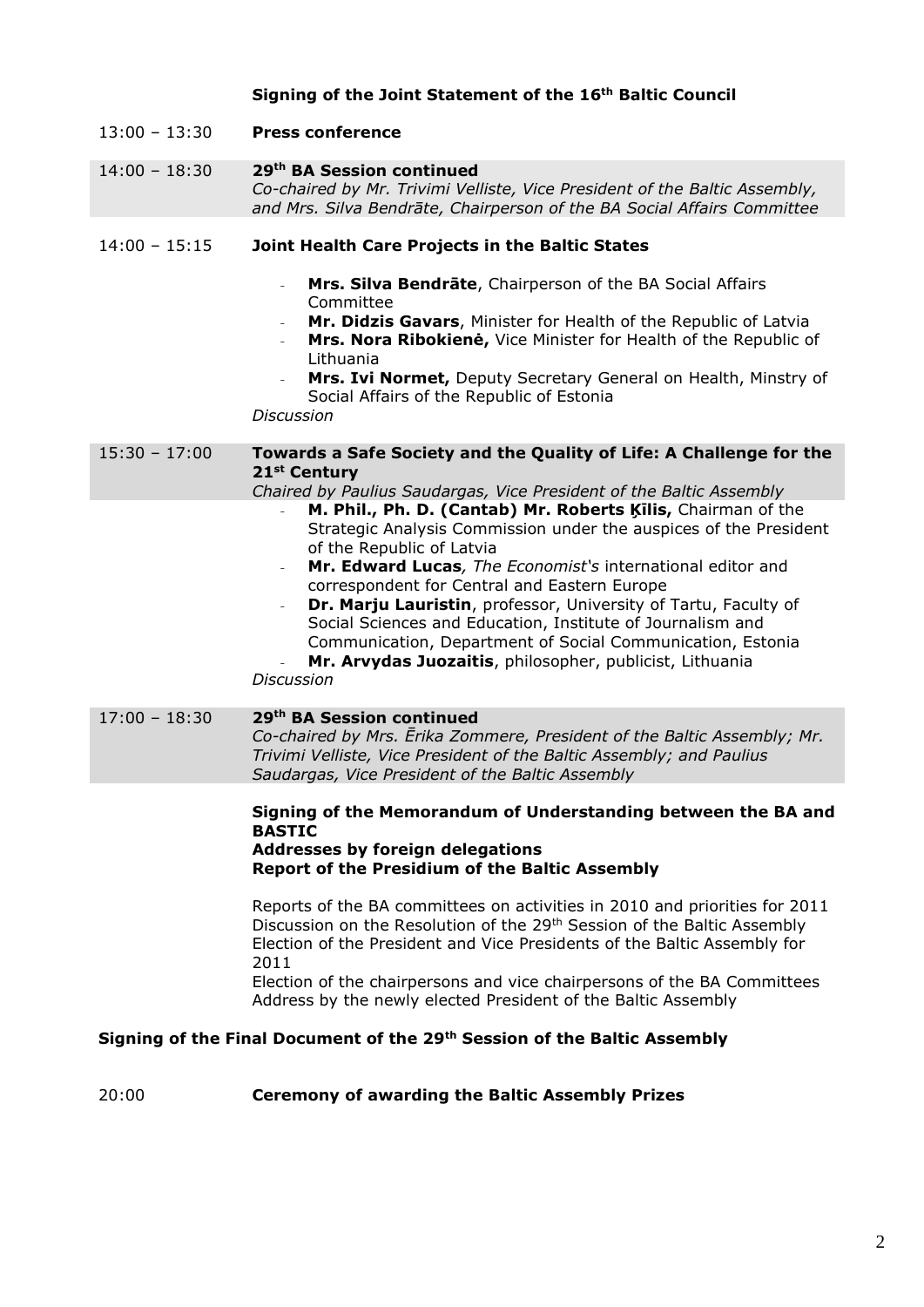**Signing of the Joint Statement of the 16th Baltic Council**

13:00 – 13:30 **Press conference**

14:00 – 18:30 **29th BA Session continued**
*Co-chaired by Mr. Trivimi Velliste, Vice President of the Baltic Assembly, and Mrs. Silva Bendrāte, Chairperson of the BA Social Affairs Committee*

14:00 – 15:15 **Joint Health Care Projects in the Baltic States**

- **Mrs. Silva Bendrāte**, Chairperson of the BA Social Affairs Committee
- **Mr. Didzis Gavars**, Minister for Health of the Republic of Latvia
- **Mrs. Nora Ribokienė,** Vice Minister for Health of the Republic of Lithuania
- **Mrs. Ivi Normet,** Deputy Secretary General on Health, Minstry of Social Affairs of the Republic of Estonia

*Discussion*

15:30 – 17:00 **Towards a Safe Society and the Quality of Life: A Challenge for the 21st Century**
*Chaired by Paulius Saudargas, Vice President of the Baltic Assembly*

- **M. Phil., Ph. D. (Cantab) Mr. Roberts Ķīlis,** Chairman of the Strategic Analysis Commission under the auspices of the President of the Republic of Latvia
- **Mr. Edward Lucas***, The Economist's* international editor and correspondent for Central and Eastern Europe
- **Dr. Marju Lauristin**, professor, University of Tartu, Faculty of Social Sciences and Education, Institute of Journalism and Communication, Department of Social Communication, Estonia
- **Mr. Arvydas Juozaitis**, philosopher, publicist, Lithuania

*Discussion*

17:00 – 18:30 **29th BA Session continued**
*Co-chaired by Mrs. Ērika Zommere, President of the Baltic Assembly; Mr. Trivimi Velliste, Vice President of the Baltic Assembly; and Paulius Saudargas, Vice President of the Baltic Assembly*

**Signing of the Memorandum of Understanding between the BA and BASTIC**
**Addresses by foreign delegations**
**Report of the Presidium of the Baltic Assembly**

Reports of the BA committees on activities in 2010 and priorities for 2011
Discussion on the Resolution of the 29th Session of the Baltic Assembly
Election of the President and Vice Presidents of the Baltic Assembly for 2011
Election of the chairpersons and vice chairpersons of the BA Committees
Address by the newly elected President of the Baltic Assembly

**Signing of the Final Document of the 29th Session of the Baltic Assembly**

20:00 **Ceremony of awarding the Baltic Assembly Prizes**